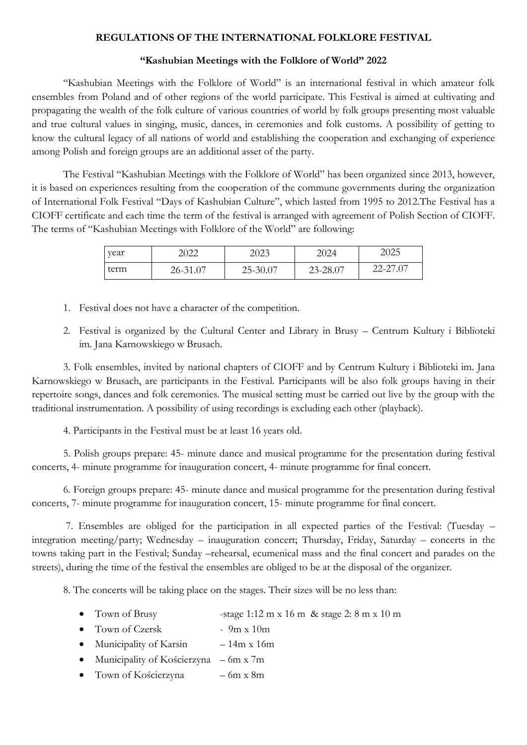# REGULATIONS OF THE INTERNATIONAL FOLKLORE FESTIVAL

## "Kashubian Meetings with the Folklore of World" 2022

"Kashubian Meetings with the Folklore of World" is an international festival in which amateur folk ensembles from Poland and of other regions of the world participate. This Festival is aimed at cultivating and propagating the wealth of the folk culture of various countries of world by folk groups presenting most valuable and true cultural values in singing, music, dances, in ceremonies and folk customs. A possibility of getting to know the cultural legacy of all nations of world and establishing the cooperation and exchanging of experience among Polish and foreign groups are an additional asset of the party.

The Festival "Kashubian Meetings with the Folklore of World" has been organized since 2013, however, it is based on experiences resulting from the cooperation of the commune governments during the organization of International Folk Festival "Days of Kashubian Culture", which lasted from 1995 to 2012.The Festival has a CIOFF certificate and each time the term of the festival is arranged with agreement of Polish Section of CIOFF. The terms of "Kashubian Meetings with Folklore of the World" are following:

| year | 2022 | 2023 | 2024 | 2025 |
|---|---|---|---|---|
| term | 26-31.07 | 25-30.07 | 23-28.07 | 22-27.07 |

1. Festival does not have a character of the competition.
2. Festival is organized by the Cultural Center and Library in Brusy – Centrum Kultury i Biblioteki im. Jana Karnowskiego w Brusach.

3. Folk ensembles, invited by national chapters of CIOFF and by Centrum Kultury i Biblioteki im. Jana Karnowskiego w Brusach, are participants in the Festival. Participants will be also folk groups having in their repertoire songs, dances and folk ceremonies. The musical setting must be carried out live by the group with the traditional instrumentation. A possibility of using recordings is excluding each other (playback).

4. Participants in the Festival must be at least 16 years old.

5. Polish groups prepare: 45- minute dance and musical programme for the presentation during festival concerts, 4- minute programme for inauguration concert, 4- minute programme for final concert.

6. Foreign groups prepare: 45- minute dance and musical programme for the presentation during festival concerts, 7- minute programme for inauguration concert, 15- minute programme for final concert.

7. Ensembles are obliged for the participation in all expected parties of the Festival: (Tuesday – integration meeting/party; Wednesday – inauguration concert; Thursday, Friday, Saturday – concerts in the towns taking part in the Festival; Sunday –rehearsal, ecumenical mass and the final concert and parades on the streets), during the time of the festival the ensembles are obliged to be at the disposal of the organizer.

8. The concerts will be taking place on the stages. Their sizes will be no less than:

- Town of Brusy -stage 1:12 m x 16 m & stage 2: 8 m x 10 m
- Town of Czersk - 9m x 10m
- Municipality of Karsin – 14m x 16m
- Municipality of Kościerzyna – 6m x 7m
- Town of Kościerzyna – 6m x 8m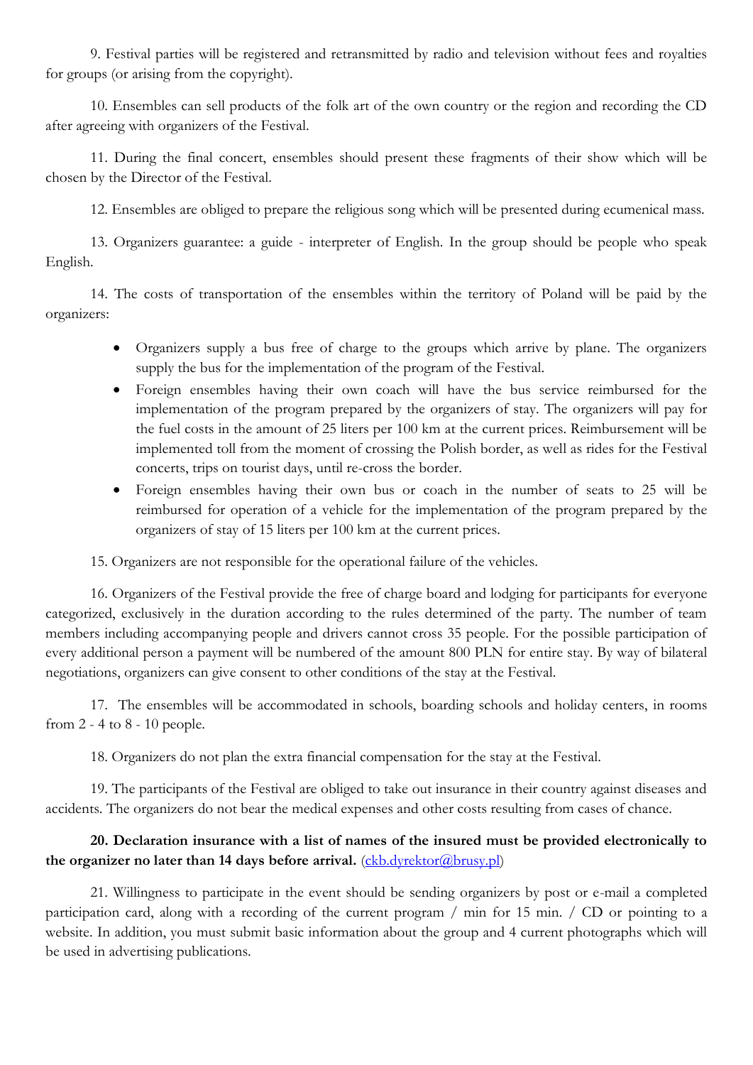9. Festival parties will be registered and retransmitted by radio and television without fees and royalties for groups (or arising from the copyright).

10. Ensembles can sell products of the folk art of the own country or the region and recording the CD after agreeing with organizers of the Festival.

11. During the final concert, ensembles should present these fragments of their show which will be chosen by the Director of the Festival.

12. Ensembles are obliged to prepare the religious song which will be presented during ecumenical mass.

13. Organizers guarantee: a guide - interpreter of English. In the group should be people who speak English.

14. The costs of transportation of the ensembles within the territory of Poland will be paid by the organizers:

- Organizers supply a bus free of charge to the groups which arrive by plane. The organizers supply the bus for the implementation of the program of the Festival.
- Foreign ensembles having their own coach will have the bus service reimbursed for the implementation of the program prepared by the organizers of stay. The organizers will pay for the fuel costs in the amount of 25 liters per 100 km at the current prices. Reimbursement will be implemented toll from the moment of crossing the Polish border, as well as rides for the Festival concerts, trips on tourist days, until re-cross the border.
- Foreign ensembles having their own bus or coach in the number of seats to 25 will be reimbursed for operation of a vehicle for the implementation of the program prepared by the organizers of stay of 15 liters per 100 km at the current prices.

15. Organizers are not responsible for the operational failure of the vehicles.

16. Organizers of the Festival provide the free of charge board and lodging for participants for everyone categorized, exclusively in the duration according to the rules determined of the party. The number of team members including accompanying people and drivers cannot cross 35 people. For the possible participation of every additional person a payment will be numbered of the amount 800 PLN for entire stay. By way of bilateral negotiations, organizers can give consent to other conditions of the stay at the Festival.

17. The ensembles will be accommodated in schools, boarding schools and holiday centers, in rooms from 2 - 4 to 8 - 10 people.

18. Organizers do not plan the extra financial compensation for the stay at the Festival.

19. The participants of the Festival are obliged to take out insurance in their country against diseases and accidents. The organizers do not bear the medical expenses and other costs resulting from cases of chance.

**20. Declaration insurance with a list of names of the insured must be provided electronically to the organizer no later than 14 days before arrival.** (ckb.dyrektor@brusy.pl)

21. Willingness to participate in the event should be sending organizers by post or e-mail a completed participation card, along with a recording of the current program / min for 15 min. / CD or pointing to a website. In addition, you must submit basic information about the group and 4 current photographs which will be used in advertising publications.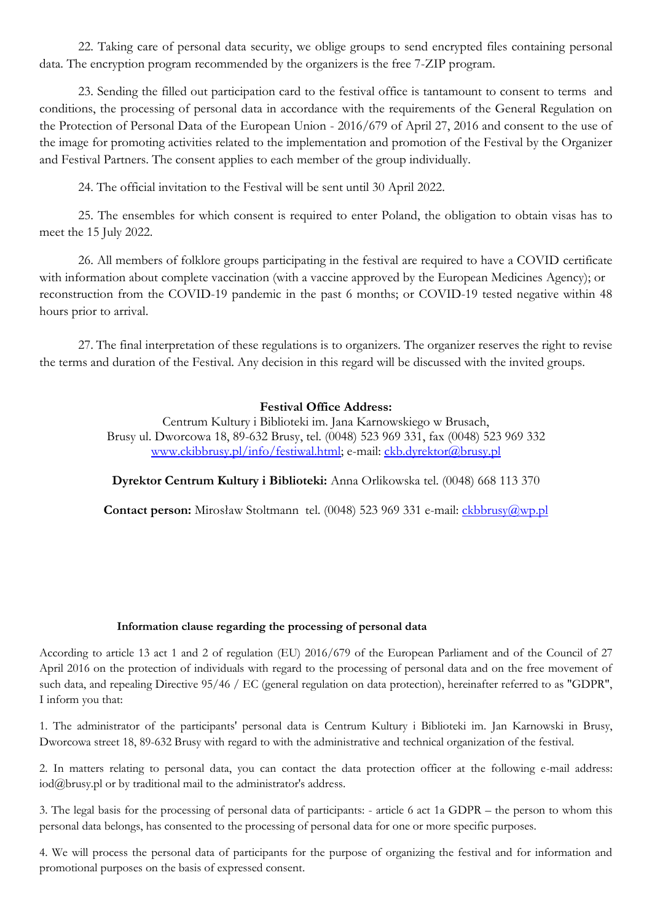22. Taking care of personal data security, we oblige groups to send encrypted files containing personal data. The encryption program recommended by the organizers is the free 7-ZIP program.

23. Sending the filled out participation card to the festival office is tantamount to consent to terms and conditions, the processing of personal data in accordance with the requirements of the General Regulation on the Protection of Personal Data of the European Union - 2016/679 of April 27, 2016 and consent to the use of the image for promoting activities related to the implementation and promotion of the Festival by the Organizer and Festival Partners. The consent applies to each member of the group individually.

24. The official invitation to the Festival will be sent until 30 April 2022.

25. The ensembles for which consent is required to enter Poland, the obligation to obtain visas has to meet the 15 July 2022.

26. All members of folklore groups participating in the festival are required to have a COVID certificate with information about complete vaccination (with a vaccine approved by the European Medicines Agency); or reconstruction from the COVID-19 pandemic in the past 6 months; or COVID-19 tested negative within 48 hours prior to arrival.

27. The final interpretation of these regulations is to organizers. The organizer reserves the right to revise the terms and duration of the Festival. Any decision in this regard will be discussed with the invited groups.

**Festival Office Address:**
Centrum Kultury i Biblioteki im. Jana Karnowskiego w Brusach,
Brusy ul. Dworcowa 18, 89-632 Brusy, tel. (0048) 523 969 331, fax (0048) 523 969 332
www.ckibbrusy.pl/info/festiwal.html; e-mail: ckb.dyrektor@brusy.pl

**Dyrektor Centrum Kultury i Biblioteki:** Anna Orlikowska tel. (0048) 668 113 370

**Contact person:** Mirosław Stoltmann tel. (0048) 523 969 331 e-mail: ckbbrusy@wp.pl

**Information clause regarding the processing of personal data**

According to article 13 act 1 and 2 of regulation (EU) 2016/679 of the European Parliament and of the Council of 27 April 2016 on the protection of individuals with regard to the processing of personal data and on the free movement of such data, and repealing Directive 95/46 / EC (general regulation on data protection), hereinafter referred to as "GDPR", I inform you that:

1. The administrator of the participants' personal data is Centrum Kultury i Biblioteki im. Jan Karnowski in Brusy, Dworcowa street 18, 89-632 Brusy with regard to with the administrative and technical organization of the festival.

2. In matters relating to personal data, you can contact the data protection officer at the following e-mail address: iod@brusy.pl or by traditional mail to the administrator's address.

3. The legal basis for the processing of personal data of participants: - article 6 act 1a GDPR – the person to whom this personal data belongs, has consented to the processing of personal data for one or more specific purposes.

4. We will process the personal data of participants for the purpose of organizing the festival and for information and promotional purposes on the basis of expressed consent.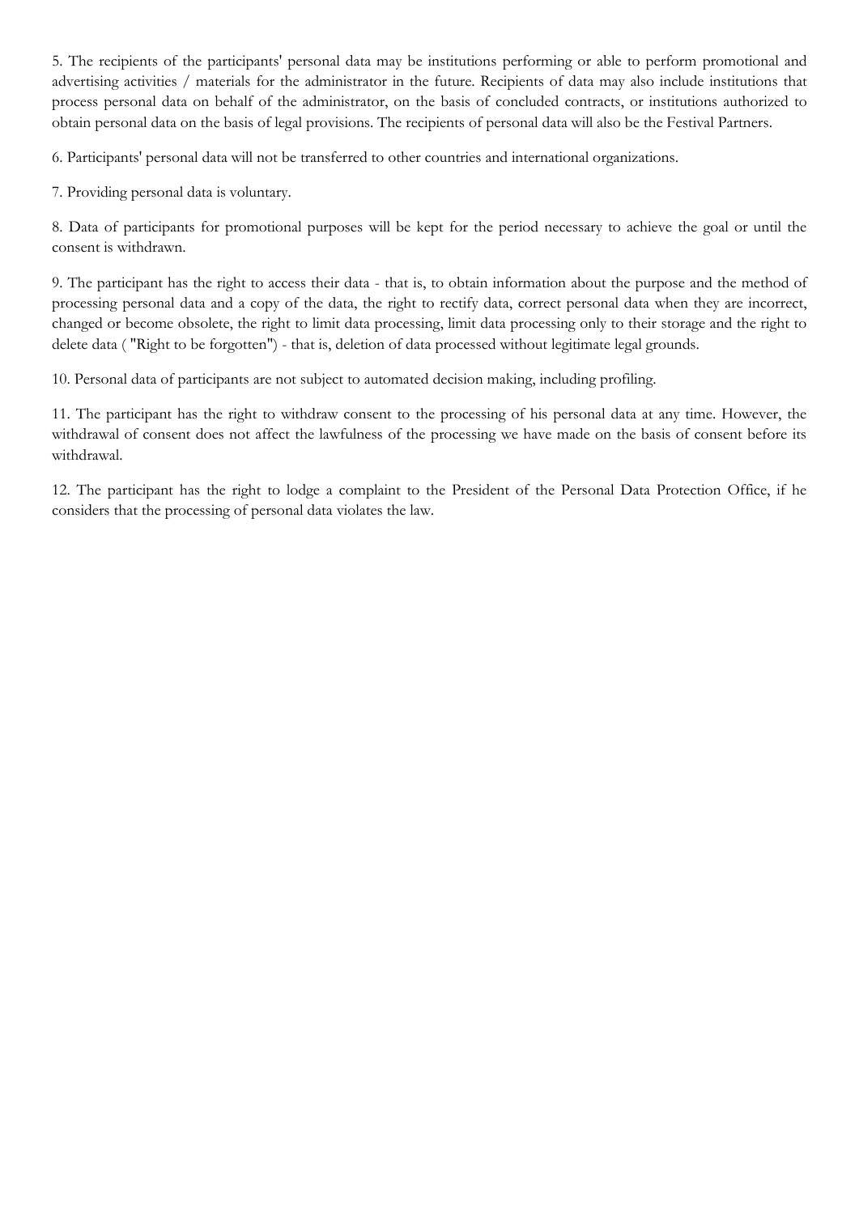5. The recipients of the participants' personal data may be institutions performing or able to perform promotional and advertising activities / materials for the administrator in the future. Recipients of data may also include institutions that process personal data on behalf of the administrator, on the basis of concluded contracts, or institutions authorized to obtain personal data on the basis of legal provisions. The recipients of personal data will also be the Festival Partners.

6. Participants' personal data will not be transferred to other countries and international organizations.

7. Providing personal data is voluntary.

8. Data of participants for promotional purposes will be kept for the period necessary to achieve the goal or until the consent is withdrawn.

9. The participant has the right to access their data - that is, to obtain information about the purpose and the method of processing personal data and a copy of the data, the right to rectify data, correct personal data when they are incorrect, changed or become obsolete, the right to limit data processing, limit data processing only to their storage and the right to delete data ( "Right to be forgotten") - that is, deletion of data processed without legitimate legal grounds.

10. Personal data of participants are not subject to automated decision making, including profiling.

11. The participant has the right to withdraw consent to the processing of his personal data at any time. However, the withdrawal of consent does not affect the lawfulness of the processing we have made on the basis of consent before its withdrawal.

12. The participant has the right to lodge a complaint to the President of the Personal Data Protection Office, if he considers that the processing of personal data violates the law.